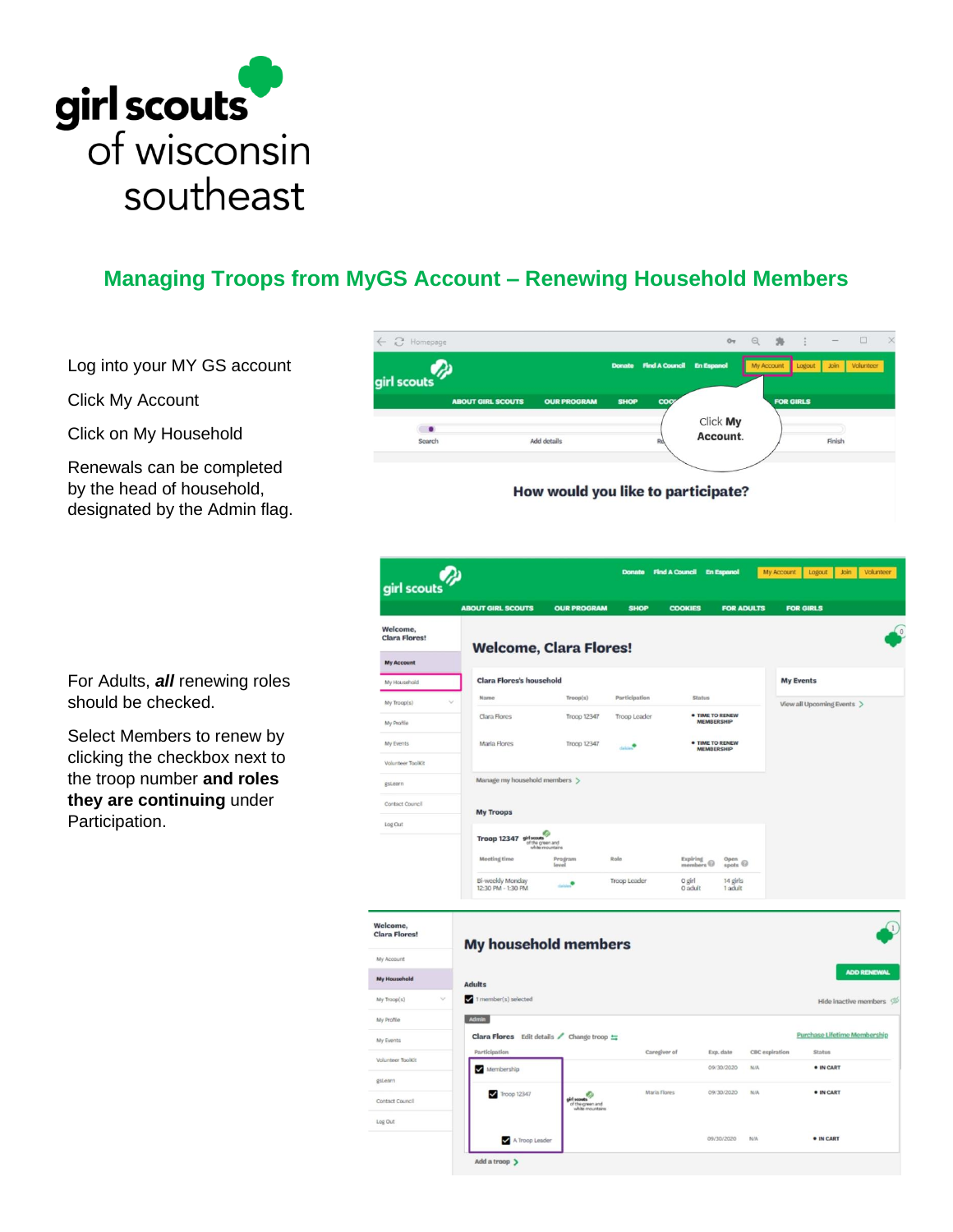girl scouts of wisconsin southeast

## Managing Troops from MyGS Account – Renewing Household Members

Log into your MY GS account

Click My Account

Click on My Household

Renewals can be completed by the head of household, designated by the Admin flag.

For Adults, ***all*** renewing roles should be checked.

Select Members to renew by clicking the checkbox next to the troop number **and roles they are continuing** under Participation.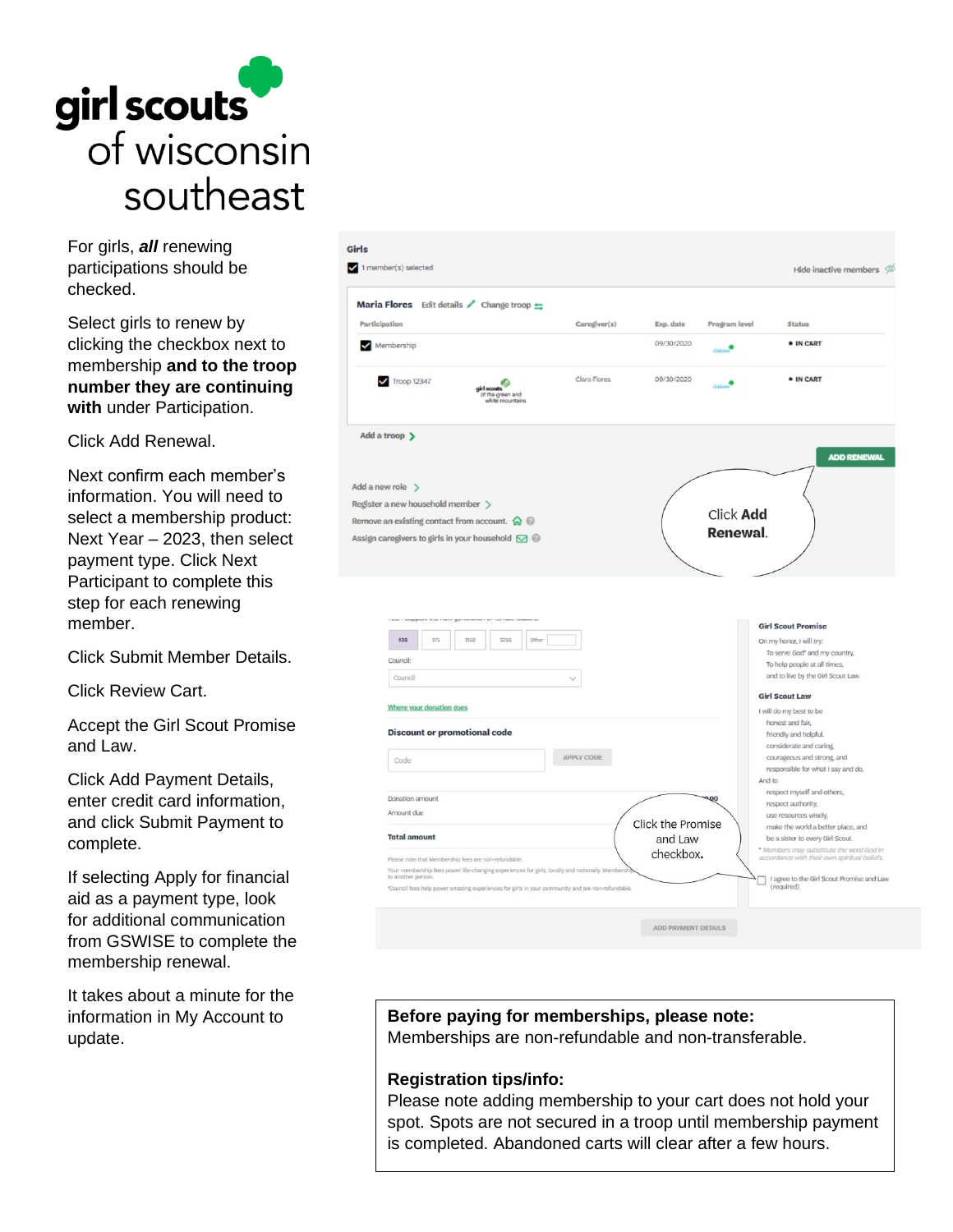girl scouts of wisconsin southeast

For girls, ***all*** renewing participations should be checked.

Select girls to renew by clicking the checkbox next to membership **and to the troop number they are continuing with** under Participation.

Click Add Renewal.

Next confirm each member's information. You will need to select a membership product: Next Year – 2023, then select payment type. Click Next Participant to complete this step for each renewing member.

Click Submit Member Details.

Click Review Cart.

Accept the Girl Scout Promise and Law.

Click Add Payment Details, enter credit card information, and click Submit Payment to complete.

If selecting Apply for financial aid as a payment type, look for additional communication from GSWISE to complete the membership renewal.

It takes about a minute for the information in My Account to update.

Girls

1 member(s) selected

Hide inactive members

Maria Flores Edit details Change troop

| Participation | Caregiver(s) | Exp. date | Program level | Status |
|---|---|---|---|---|
| Membership | | 09/30/2020 | daisies | IN CART |
| Troop 12347 | Clara Flores | 09/30/2020 | daisies | IN CART |

Add a troop

ADD RENEWAL

Add a new role

Register a new household member

Remove an existing contact from account.

Assign caregivers to girls in your household

Click **Add Renewal**.

$35 $75 $150 $250 Other

Council:

Council

Where your donation goes

Discount or promotional code

Code APPLY CODE

Donation amount

Amount due

Total amount

Please note that Membership fees are non-refundable.

Your membership fees power life-changing experiences for girls, locally and nationally. Membership ... to another person.

*Council fees help power amazing experiences for girls in your community and are non-refundable.

Girl Scout Promise

On my honor, I will try:
To serve God* and my country,
To help people at all times,
and to live by the Girl Scout Law.

Girl Scout Law

I will do my best to be
honest and fair,
friendly and helpful,
considerate and caring,
courageous and strong, and
responsible for what I say and do,
And to
respect myself and others,
respect authority,
use resources wisely,
make the world a better place, and
be a sister to every Girl Scout.

* Members may substitute the word God in accordance with their own spiritual beliefs.

I agree to the Girl Scout Promise and Law (required)

Click the Promise and Law checkbox.

ADD PAYMENT DETAILS

**Before paying for memberships, please note:**
Memberships are non-refundable and non-transferable.

**Registration tips/info:**
Please note adding membership to your cart does not hold your spot. Spots are not secured in a troop until membership payment is completed. Abandoned carts will clear after a few hours.